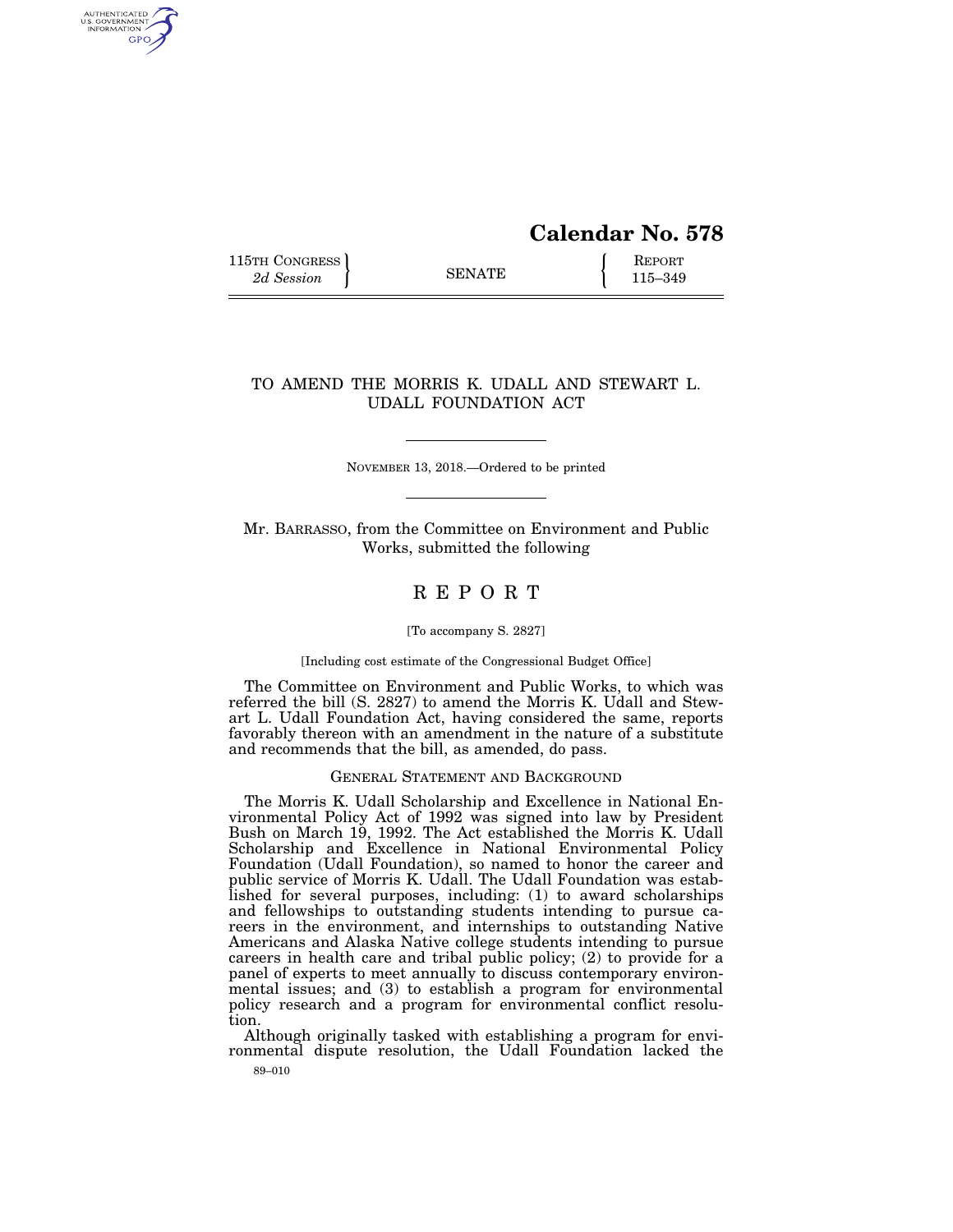# Calendar No. 578

115TH CONGRESS
*2d Session*

SENATE

REPORT
115–349

## TO AMEND THE MORRIS K. UDALL AND STEWART L. UDALL FOUNDATION ACT

NOVEMBER 13, 2018.—Ordered to be printed

Mr. BARRASSO, from the Committee on Environment and Public Works, submitted the following

# R E P O R T

[To accompany S. 2827]

[Including cost estimate of the Congressional Budget Office]

The Committee on Environment and Public Works, to which was referred the bill (S. 2827) to amend the Morris K. Udall and Stewart L. Udall Foundation Act, having considered the same, reports favorably thereon with an amendment in the nature of a substitute and recommends that the bill, as amended, do pass.

### GENERAL STATEMENT AND BACKGROUND

The Morris K. Udall Scholarship and Excellence in National Environmental Policy Act of 1992 was signed into law by President Bush on March 19, 1992. The Act established the Morris K. Udall Scholarship and Excellence in National Environmental Policy Foundation (Udall Foundation), so named to honor the career and public service of Morris K. Udall. The Udall Foundation was established for several purposes, including: (1) to award scholarships and fellowships to outstanding students intending to pursue careers in the environment, and internships to outstanding Native Americans and Alaska Native college students intending to pursue careers in health care and tribal public policy; (2) to provide for a panel of experts to meet annually to discuss contemporary environmental issues; and (3) to establish a program for environmental policy research and a program for environmental conflict resolution.

Although originally tasked with establishing a program for environmental dispute resolution, the Udall Foundation lacked the

89–010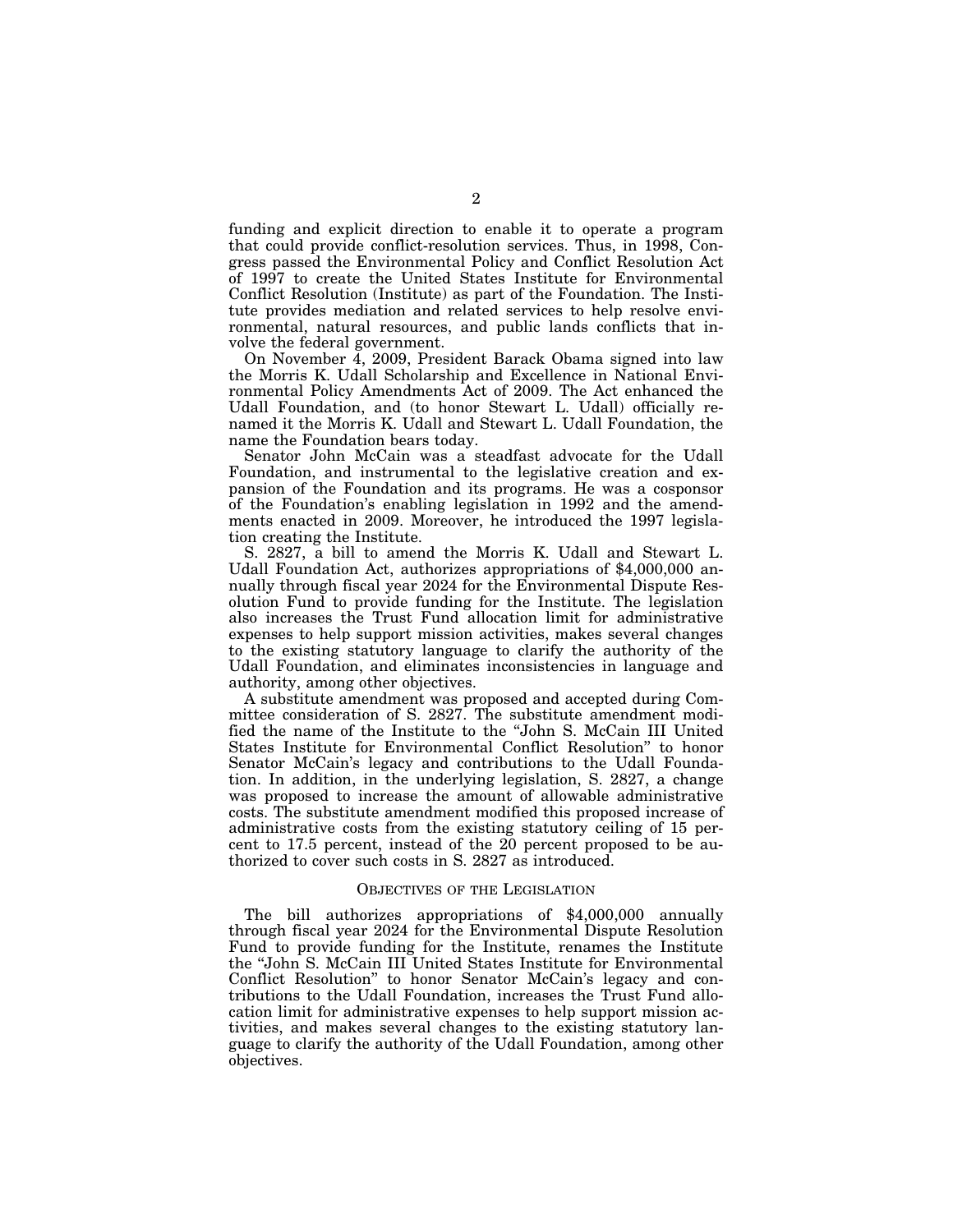funding and explicit direction to enable it to operate a program that could provide conflict-resolution services. Thus, in 1998, Congress passed the Environmental Policy and Conflict Resolution Act of 1997 to create the United States Institute for Environmental Conflict Resolution (Institute) as part of the Foundation. The Institute provides mediation and related services to help resolve environmental, natural resources, and public lands conflicts that involve the federal government.

On November 4, 2009, President Barack Obama signed into law the Morris K. Udall Scholarship and Excellence in National Environmental Policy Amendments Act of 2009. The Act enhanced the Udall Foundation, and (to honor Stewart L. Udall) officially renamed it the Morris K. Udall and Stewart L. Udall Foundation, the name the Foundation bears today.

Senator John McCain was a steadfast advocate for the Udall Foundation, and instrumental to the legislative creation and expansion of the Foundation and its programs. He was a cosponsor of the Foundation's enabling legislation in 1992 and the amendments enacted in 2009. Moreover, he introduced the 1997 legislation creating the Institute.

S. 2827, a bill to amend the Morris K. Udall and Stewart L. Udall Foundation Act, authorizes appropriations of $4,000,000 annually through fiscal year 2024 for the Environmental Dispute Resolution Fund to provide funding for the Institute. The legislation also increases the Trust Fund allocation limit for administrative expenses to help support mission activities, makes several changes to the existing statutory language to clarify the authority of the Udall Foundation, and eliminates inconsistencies in language and authority, among other objectives.

A substitute amendment was proposed and accepted during Committee consideration of S. 2827. The substitute amendment modified the name of the Institute to the "John S. McCain III United States Institute for Environmental Conflict Resolution" to honor Senator McCain's legacy and contributions to the Udall Foundation. In addition, in the underlying legislation, S. 2827, a change was proposed to increase the amount of allowable administrative costs. The substitute amendment modified this proposed increase of administrative costs from the existing statutory ceiling of 15 percent to 17.5 percent, instead of the 20 percent proposed to be authorized to cover such costs in S. 2827 as introduced.

## OBJECTIVES OF THE LEGISLATION

The bill authorizes appropriations of $4,000,000 annually through fiscal year 2024 for the Environmental Dispute Resolution Fund to provide funding for the Institute, renames the Institute the "John S. McCain III United States Institute for Environmental Conflict Resolution" to honor Senator McCain's legacy and contributions to the Udall Foundation, increases the Trust Fund allocation limit for administrative expenses to help support mission activities, and makes several changes to the existing statutory language to clarify the authority of the Udall Foundation, among other objectives.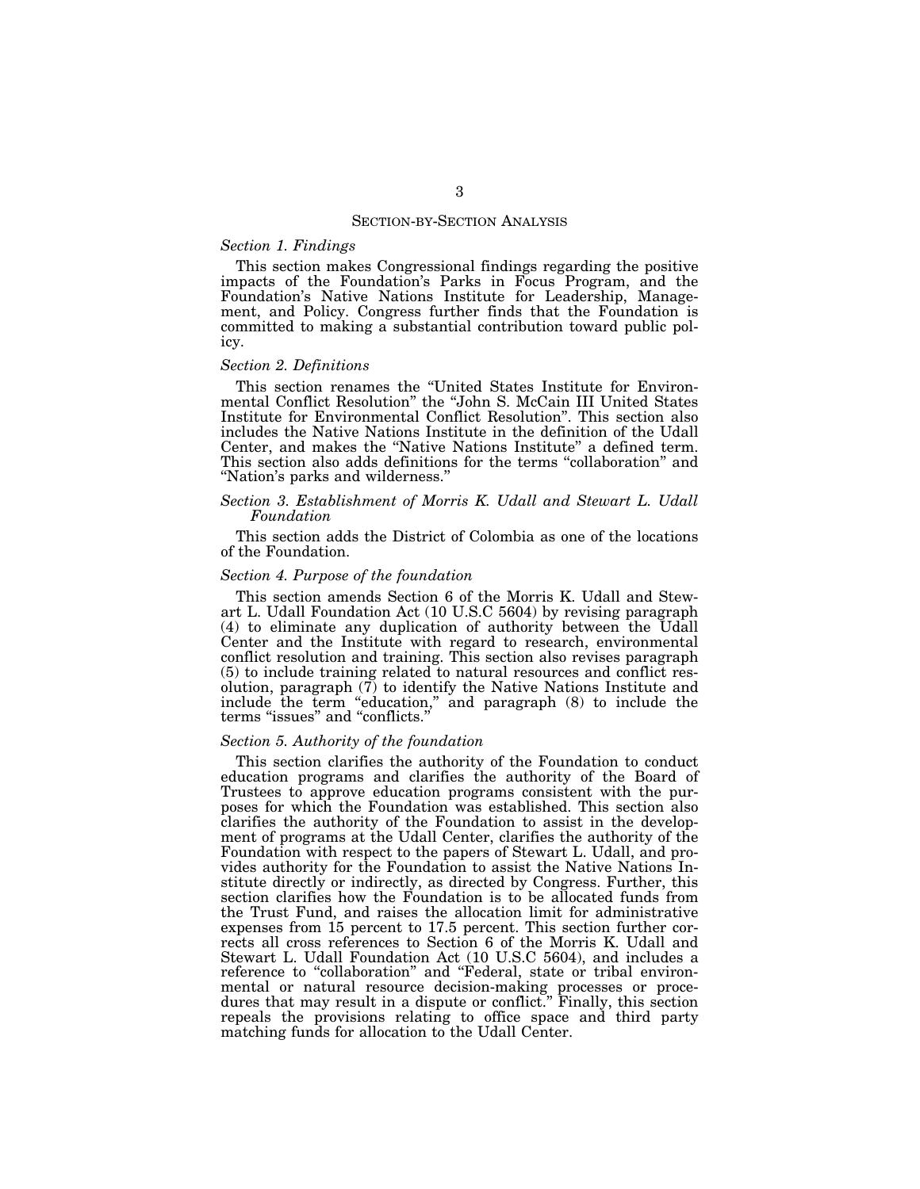## SECTION-BY-SECTION ANALYSIS

### *Section 1. Findings*

This section makes Congressional findings regarding the positive impacts of the Foundation's Parks in Focus Program, and the Foundation's Native Nations Institute for Leadership, Management, and Policy. Congress further finds that the Foundation is committed to making a substantial contribution toward public policy.

### *Section 2. Definitions*

This section renames the "United States Institute for Environmental Conflict Resolution" the "John S. McCain III United States Institute for Environmental Conflict Resolution". This section also includes the Native Nations Institute in the definition of the Udall Center, and makes the "Native Nations Institute" a defined term. This section also adds definitions for the terms "collaboration" and "Nation's parks and wilderness."

### *Section 3. Establishment of Morris K. Udall and Stewart L. Udall Foundation*

This section adds the District of Colombia as one of the locations of the Foundation.

### *Section 4. Purpose of the foundation*

This section amends Section 6 of the Morris K. Udall and Stewart L. Udall Foundation Act (10 U.S.C 5604) by revising paragraph (4) to eliminate any duplication of authority between the Udall Center and the Institute with regard to research, environmental conflict resolution and training. This section also revises paragraph (5) to include training related to natural resources and conflict resolution, paragraph (7) to identify the Native Nations Institute and include the term "education," and paragraph (8) to include the terms "issues" and "conflicts."

### *Section 5. Authority of the foundation*

This section clarifies the authority of the Foundation to conduct education programs and clarifies the authority of the Board of Trustees to approve education programs consistent with the purposes for which the Foundation was established. This section also clarifies the authority of the Foundation to assist in the development of programs at the Udall Center, clarifies the authority of the Foundation with respect to the papers of Stewart L. Udall, and provides authority for the Foundation to assist the Native Nations Institute directly or indirectly, as directed by Congress. Further, this section clarifies how the Foundation is to be allocated funds from the Trust Fund, and raises the allocation limit for administrative expenses from 15 percent to 17.5 percent. This section further corrects all cross references to Section 6 of the Morris K. Udall and Stewart L. Udall Foundation Act (10 U.S.C 5604), and includes a reference to "collaboration" and "Federal, state or tribal environmental or natural resource decision-making processes or procedures that may result in a dispute or conflict." Finally, this section repeals the provisions relating to office space and third party matching funds for allocation to the Udall Center.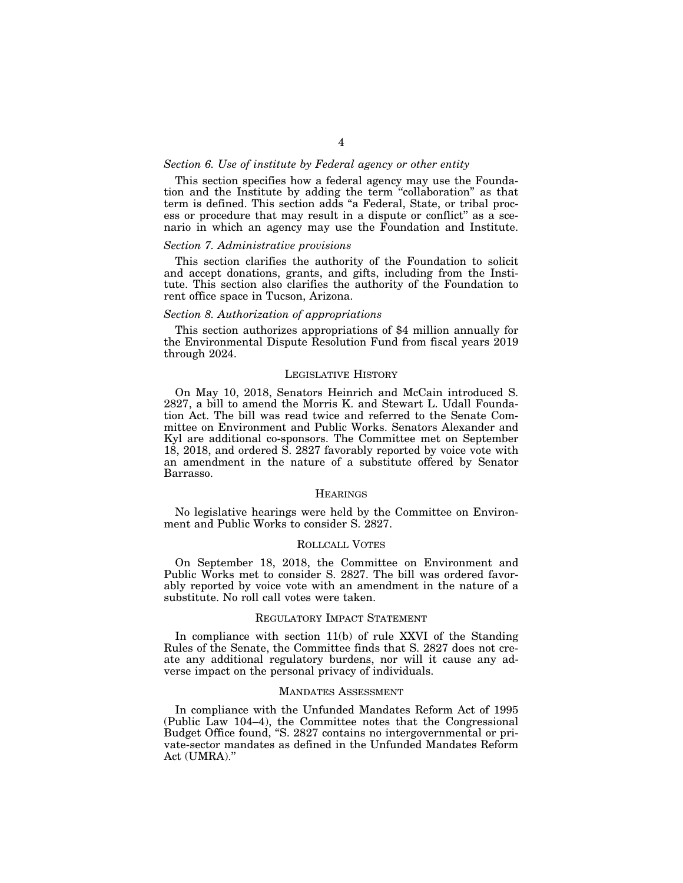*Section 6. Use of institute by Federal agency or other entity*

This section specifies how a federal agency may use the Foundation and the Institute by adding the term "collaboration" as that term is defined. This section adds "a Federal, State, or tribal process or procedure that may result in a dispute or conflict" as a scenario in which an agency may use the Foundation and Institute.

*Section 7. Administrative provisions*

This section clarifies the authority of the Foundation to solicit and accept donations, grants, and gifts, including from the Institute. This section also clarifies the authority of the Foundation to rent office space in Tucson, Arizona.

*Section 8. Authorization of appropriations*

This section authorizes appropriations of $4 million annually for the Environmental Dispute Resolution Fund from fiscal years 2019 through 2024.

## LEGISLATIVE HISTORY

On May 10, 2018, Senators Heinrich and McCain introduced S. 2827, a bill to amend the Morris K. and Stewart L. Udall Foundation Act. The bill was read twice and referred to the Senate Committee on Environment and Public Works. Senators Alexander and Kyl are additional co-sponsors. The Committee met on September 18, 2018, and ordered S. 2827 favorably reported by voice vote with an amendment in the nature of a substitute offered by Senator Barrasso.

## HEARINGS

No legislative hearings were held by the Committee on Environment and Public Works to consider S. 2827.

## ROLLCALL VOTES

On September 18, 2018, the Committee on Environment and Public Works met to consider S. 2827. The bill was ordered favorably reported by voice vote with an amendment in the nature of a substitute. No roll call votes were taken.

## REGULATORY IMPACT STATEMENT

In compliance with section 11(b) of rule XXVI of the Standing Rules of the Senate, the Committee finds that S. 2827 does not create any additional regulatory burdens, nor will it cause any adverse impact on the personal privacy of individuals.

## MANDATES ASSESSMENT

In compliance with the Unfunded Mandates Reform Act of 1995 (Public Law 104–4), the Committee notes that the Congressional Budget Office found, "S. 2827 contains no intergovernmental or private-sector mandates as defined in the Unfunded Mandates Reform Act (UMRA)."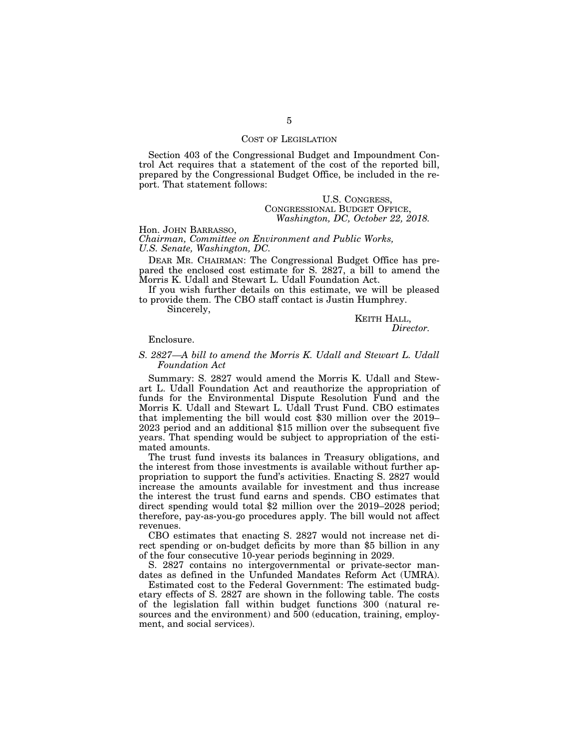## COST OF LEGISLATION

Section 403 of the Congressional Budget and Impoundment Control Act requires that a statement of the cost of the reported bill, prepared by the Congressional Budget Office, be included in the report. That statement follows:

U.S. CONGRESS,
CONGRESSIONAL BUDGET OFFICE,
*Washington, DC, October 22, 2018.*

Hon. JOHN BARRASSO,
*Chairman, Committee on Environment and Public Works, U.S. Senate, Washington, DC.*

DEAR MR. CHAIRMAN: The Congressional Budget Office has prepared the enclosed cost estimate for S. 2827, a bill to amend the Morris K. Udall and Stewart L. Udall Foundation Act.

If you wish further details on this estimate, we will be pleased to provide them. The CBO staff contact is Justin Humphrey.

Sincerely,

KEITH HALL,
*Director.*

Enclosure.

*S. 2827—A bill to amend the Morris K. Udall and Stewart L. Udall Foundation Act*

Summary: S. 2827 would amend the Morris K. Udall and Stewart L. Udall Foundation Act and reauthorize the appropriation of funds for the Environmental Dispute Resolution Fund and the Morris K. Udall and Stewart L. Udall Trust Fund. CBO estimates that implementing the bill would cost $30 million over the 2019–2023 period and an additional $15 million over the subsequent five years. That spending would be subject to appropriation of the estimated amounts.

The trust fund invests its balances in Treasury obligations, and the interest from those investments is available without further appropriation to support the fund's activities. Enacting S. 2827 would increase the amounts available for investment and thus increase the interest the trust fund earns and spends. CBO estimates that direct spending would total $2 million over the 2019–2028 period; therefore, pay-as-you-go procedures apply. The bill would not affect revenues.

CBO estimates that enacting S. 2827 would not increase net direct spending or on-budget deficits by more than $5 billion in any of the four consecutive 10-year periods beginning in 2029.

S. 2827 contains no intergovernmental or private-sector mandates as defined in the Unfunded Mandates Reform Act (UMRA).

Estimated cost to the Federal Government: The estimated budgetary effects of S. 2827 are shown in the following table. The costs of the legislation fall within budget functions 300 (natural resources and the environment) and 500 (education, training, employment, and social services).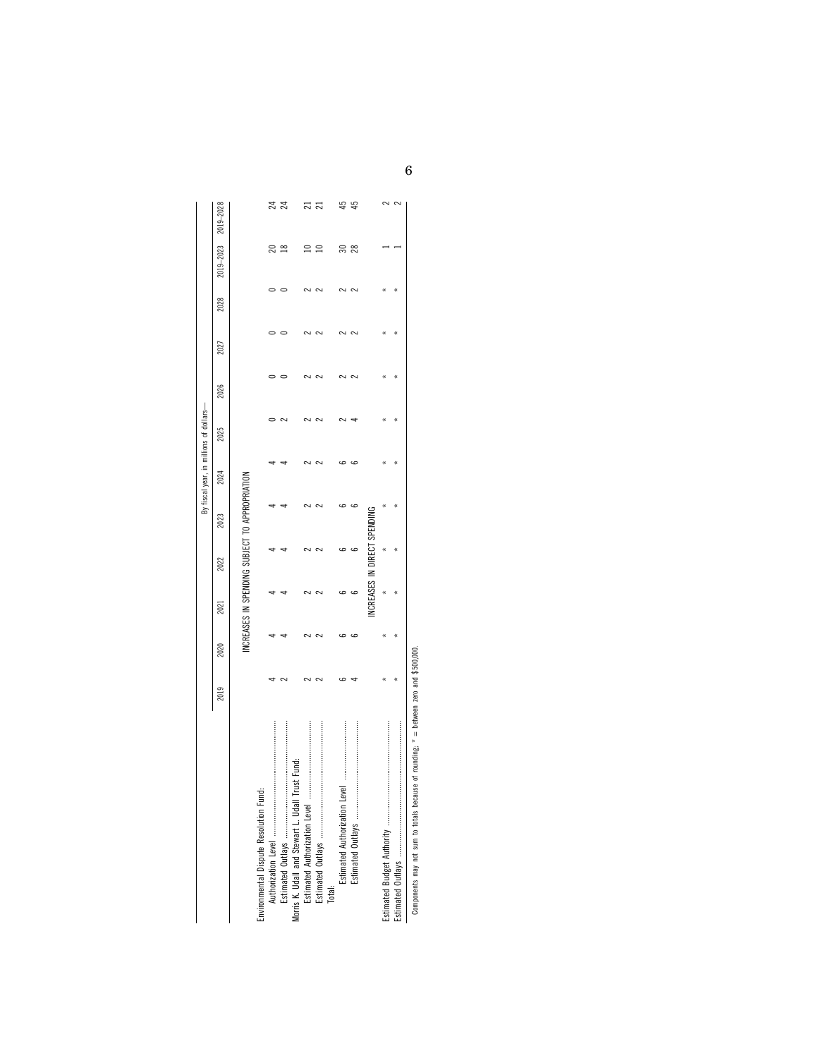| | By fiscal year, in millions of dollars— | | | | | | | | | | | |
|---|---|---|---|---|---|---|---|---|---|---|---|---|
| | 2019 | 2020 | 2021 | 2022 | 2023 | 2024 | 2025 | 2026 | 2027 | 2028 | 2019–2023 | 2019–2028 |
| | INCREASES IN SPENDING SUBJECT TO APPROPRIATION | | | | | | | | | | | |
| Environmental Dispute Resolution Fund: | | | | | | | | | | | | |
| Authorization Level | 4 | 4 | 4 | 4 | 4 | 4 | 0 | 0 | 0 | 0 | 20 | 24 |
| Estimated Outlays | 2 | 4 | 4 | 4 | 4 | 4 | 2 | 0 | 0 | 0 | 18 | 24 |
| Morris K. Udall and Stewart L. Udall Trust Fund: | | | | | | | | | | | | |
| Estimated Authorization Level | 2 | 2 | 2 | 2 | 2 | 2 | 2 | 2 | 2 | 2 | 10 | 21 |
| Estimated Outlays | 2 | 2 | 2 | 2 | 2 | 2 | 2 | 2 | 2 | 2 | 10 | 21 |
| Total: | | | | | | | | | | | | |
| Estimated Authorization Level | 6 | 6 | 6 | 6 | 6 | 6 | 2 | 2 | 2 | 2 | 30 | 45 |
| Estimated Outlays | 4 | 6 | 6 | 6 | 6 | 6 | 4 | 2 | 2 | 2 | 28 | 45 |
| | INCREASES IN DIRECT SPENDING | | | | | | | | | | | |
| Estimated Budget Authority | * | * | * | * | * | * | * | * | * | * | 1 | 2 |
| Estimated Outlays | * | * | * | * | * | * | * | * | * | * | 1 | 2 |

Components may not sum to totals because of rounding; * = between zero and $500,000.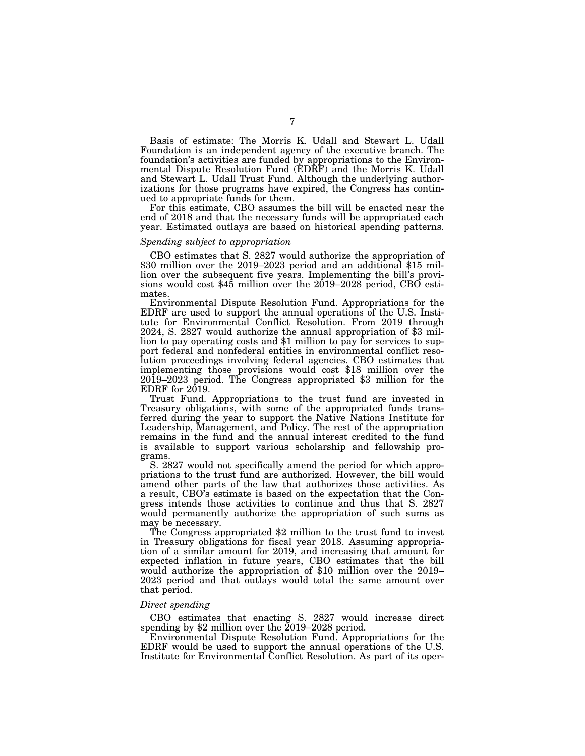Basis of estimate: The Morris K. Udall and Stewart L. Udall Foundation is an independent agency of the executive branch. The foundation's activities are funded by appropriations to the Environmental Dispute Resolution Fund (EDRF) and the Morris K. Udall and Stewart L. Udall Trust Fund. Although the underlying authorizations for those programs have expired, the Congress has continued to appropriate funds for them.

For this estimate, CBO assumes the bill will be enacted near the end of 2018 and that the necessary funds will be appropriated each year. Estimated outlays are based on historical spending patterns.

*Spending subject to appropriation*

CBO estimates that S. 2827 would authorize the appropriation of $30 million over the 2019–2023 period and an additional $15 million over the subsequent five years. Implementing the bill's provisions would cost $45 million over the 2019–2028 period, CBO estimates.

Environmental Dispute Resolution Fund. Appropriations for the EDRF are used to support the annual operations of the U.S. Institute for Environmental Conflict Resolution. From 2019 through 2024, S. 2827 would authorize the annual appropriation of $3 million to pay operating costs and $1 million to pay for services to support federal and nonfederal entities in environmental conflict resolution proceedings involving federal agencies. CBO estimates that implementing those provisions would cost $18 million over the 2019–2023 period. The Congress appropriated $3 million for the EDRF for 2019.

Trust Fund. Appropriations to the trust fund are invested in Treasury obligations, with some of the appropriated funds transferred during the year to support the Native Nations Institute for Leadership, Management, and Policy. The rest of the appropriation remains in the fund and the annual interest credited to the fund is available to support various scholarship and fellowship programs.

S. 2827 would not specifically amend the period for which appropriations to the trust fund are authorized. However, the bill would amend other parts of the law that authorizes those activities. As a result, CBO's estimate is based on the expectation that the Congress intends those activities to continue and thus that S. 2827 would permanently authorize the appropriation of such sums as may be necessary.

The Congress appropriated $2 million to the trust fund to invest in Treasury obligations for fiscal year 2018. Assuming appropriation of a similar amount for 2019, and increasing that amount for expected inflation in future years, CBO estimates that the bill would authorize the appropriation of $10 million over the 2019–2023 period and that outlays would total the same amount over that period.

*Direct spending*

CBO estimates that enacting S. 2827 would increase direct spending by $2 million over the 2019–2028 period.

Environmental Dispute Resolution Fund. Appropriations for the EDRF would be used to support the annual operations of the U.S. Institute for Environmental Conflict Resolution. As part of its oper-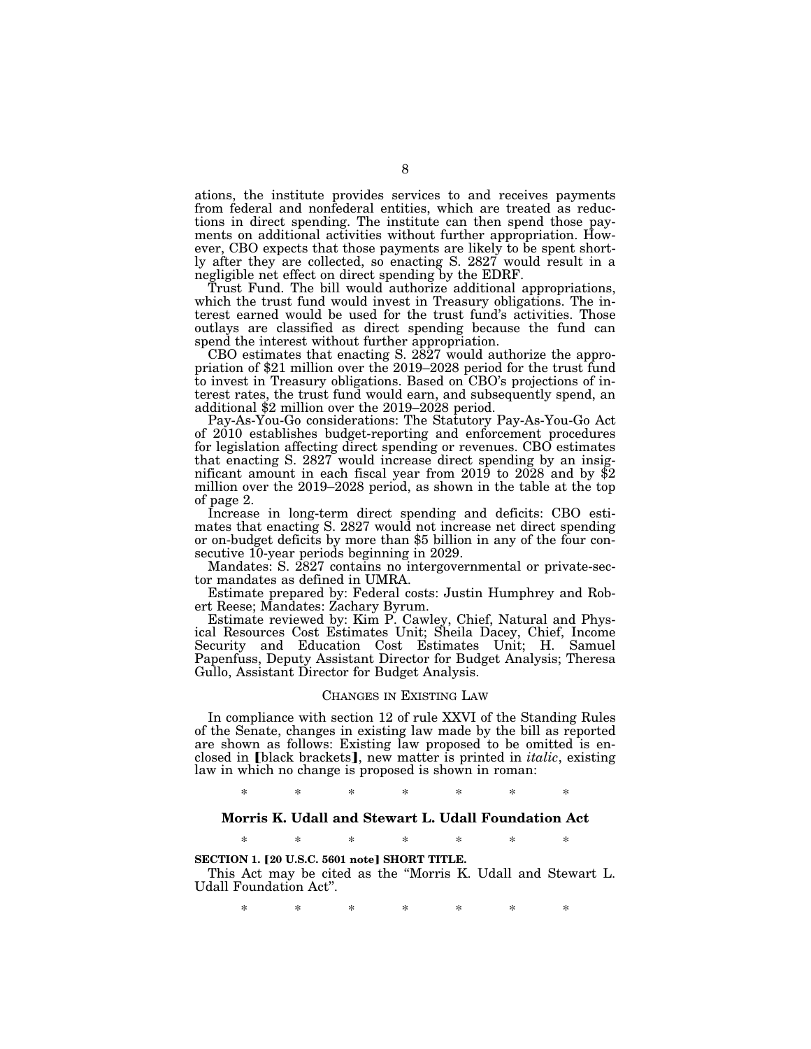ations, the institute provides services to and receives payments from federal and nonfederal entities, which are treated as reductions in direct spending. The institute can then spend those payments on additional activities without further appropriation. However, CBO expects that those payments are likely to be spent shortly after they are collected, so enacting S. 2827 would result in a negligible net effect on direct spending by the EDRF.

Trust Fund. The bill would authorize additional appropriations, which the trust fund would invest in Treasury obligations. The interest earned would be used for the trust fund's activities. Those outlays are classified as direct spending because the fund can spend the interest without further appropriation.

CBO estimates that enacting S. 2827 would authorize the appropriation of $21 million over the 2019–2028 period for the trust fund to invest in Treasury obligations. Based on CBO's projections of interest rates, the trust fund would earn, and subsequently spend, an additional $2 million over the 2019–2028 period.

Pay-As-You-Go considerations: The Statutory Pay-As-You-Go Act of 2010 establishes budget-reporting and enforcement procedures for legislation affecting direct spending or revenues. CBO estimates that enacting S. 2827 would increase direct spending by an insignificant amount in each fiscal year from 2019 to 2028 and by $2 million over the 2019–2028 period, as shown in the table at the top of page 2.

Increase in long-term direct spending and deficits: CBO estimates that enacting S. 2827 would not increase net direct spending or on-budget deficits by more than $5 billion in any of the four consecutive 10-year periods beginning in 2029.

Mandates: S. 2827 contains no intergovernmental or private-sector mandates as defined in UMRA.

Estimate prepared by: Federal costs: Justin Humphrey and Robert Reese; Mandates: Zachary Byrum.

Estimate reviewed by: Kim P. Cawley, Chief, Natural and Physical Resources Cost Estimates Unit; Sheila Dacey, Chief, Income Security and Education Cost Estimates Unit; H. Samuel Papenfuss, Deputy Assistant Director for Budget Analysis; Theresa Gullo, Assistant Director for Budget Analysis.

## CHANGES IN EXISTING LAW

In compliance with section 12 of rule XXVI of the Standing Rules of the Senate, changes in existing law made by the bill as reported are shown as follows: Existing law proposed to be omitted is enclosed in ⟦black brackets⟧, new matter is printed in *italic*, existing law in which no change is proposed is shown in roman:

\* \* \* \* \* \* \*

### Morris K. Udall and Stewart L. Udall Foundation Act

\* \* \* \* \* \* \*

**SECTION 1. ⟦20 U.S.C. 5601 note⟧ SHORT TITLE.**

This Act may be cited as the "Morris K. Udall and Stewart L. Udall Foundation Act".

\* \* \* \* \* \* \*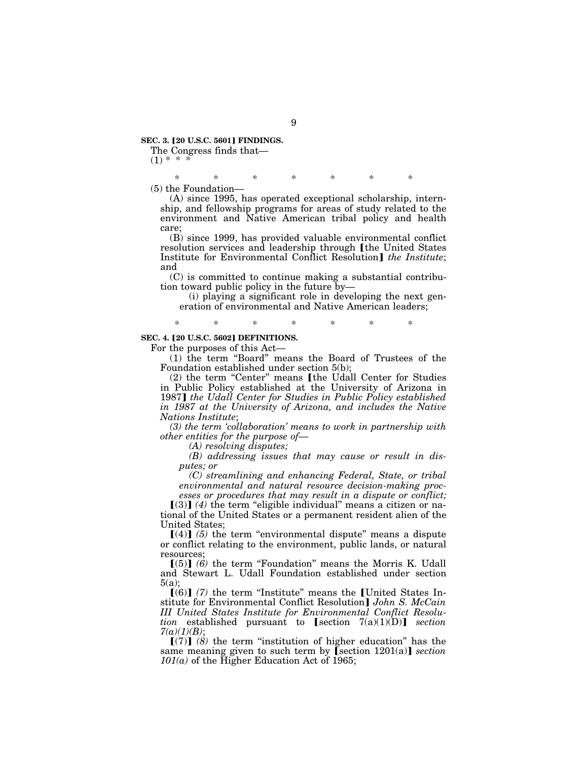**SEC. 3. [20 U.S.C. 5601] FINDINGS.**

The Congress finds that—

(1) * * *

\*    \*    \*    \*    \*    \*    \*

(5) the Foundation—

(A) since 1995, has operated exceptional scholarship, internship, and fellowship programs for areas of study related to the environment and Native American tribal policy and health care;

(B) since 1999, has provided valuable environmental conflict resolution services and leadership through [the United States Institute for Environmental Conflict Resolution] *the Institute*; and

(C) is committed to continue making a substantial contribution toward public policy in the future by—

(i) playing a significant role in developing the next generation of environmental and Native American leaders;

\*    \*    \*    \*    \*    \*    \*

**SEC. 4. [20 U.S.C. 5602] DEFINITIONS.**

For the purposes of this Act—

(1) the term "Board" means the Board of Trustees of the Foundation established under section 5(b);

(2) the term "Center" means [the Udall Center for Studies in Public Policy established at the University of Arizona in 1987] *the Udall Center for Studies in Public Policy established in 1987 at the University of Arizona, and includes the Native Nations Institute*;

*(3) the term 'collaboration' means to work in partnership with other entities for the purpose of—*

*(A) resolving disputes;*

*(B) addressing issues that may cause or result in disputes; or*

*(C) streamlining and enhancing Federal, State, or tribal environmental and natural resource decision-making processes or procedures that may result in a dispute or conflict;*

[(3)] *(4)* the term "eligible individual" means a citizen or national of the United States or a permanent resident alien of the United States;

[(4)] *(5)* the term "environmental dispute" means a dispute or conflict relating to the environment, public lands, or natural resources;

[(5)] *(6)* the term "Foundation" means the Morris K. Udall and Stewart L. Udall Foundation established under section 5(a);

[(6)] *(7)* the term "Institute" means the [United States Institute for Environmental Conflict Resolution] *John S. McCain III United States Institute for Environmental Conflict Resolution* established pursuant to [section 7(a)(1)(D)] *section 7(a)(1)(B)*;

[(7)] *(8)* the term "institution of higher education" has the same meaning given to such term by [section 1201(a)] *section 101(a)* of the Higher Education Act of 1965;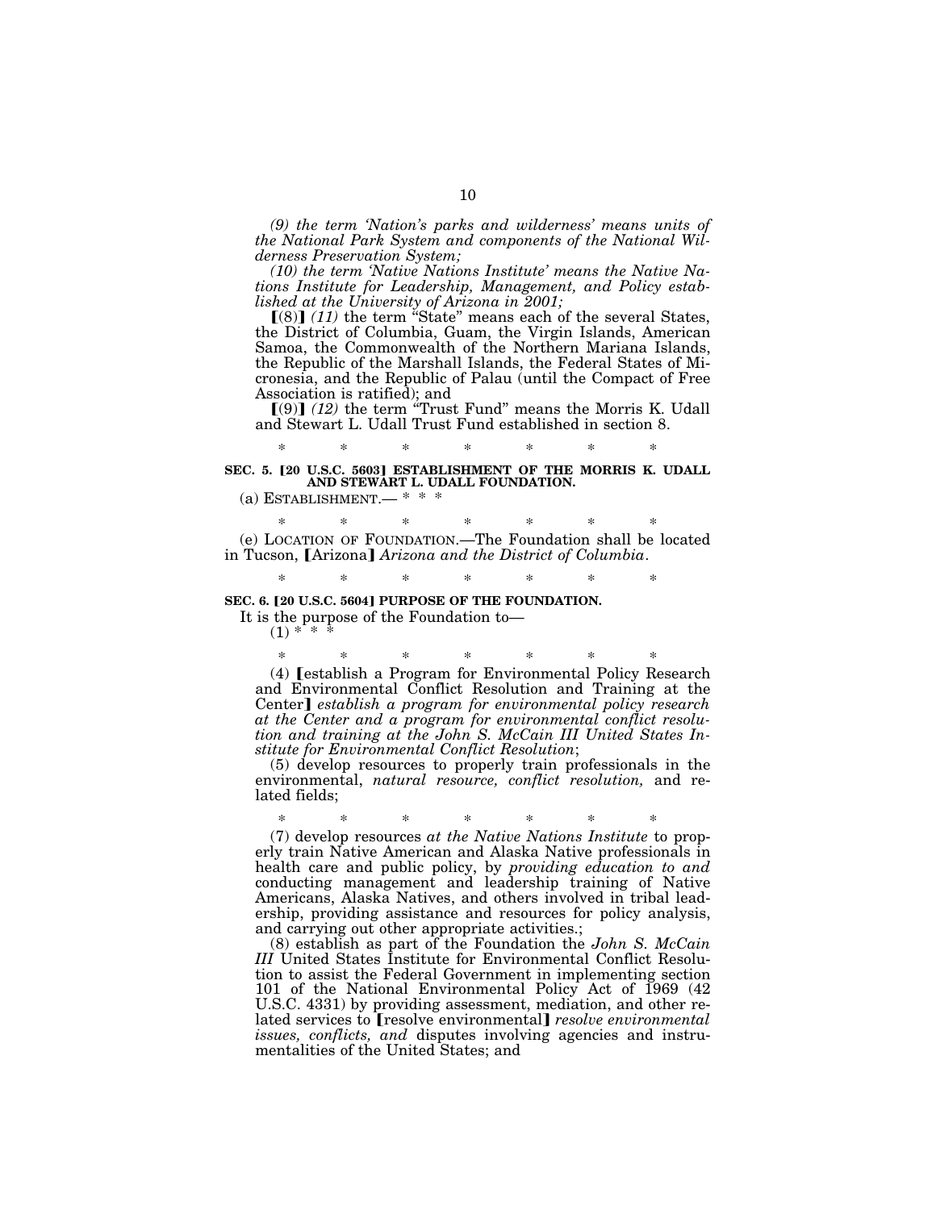*(9) the term 'Nation's parks and wilderness' means units of the National Park System and components of the National Wilderness Preservation System;*

*(10) the term 'Native Nations Institute' means the Native Nations Institute for Leadership, Management, and Policy established at the University of Arizona in 2001;*

【(8)】 *(11)* the term "State" means each of the several States, the District of Columbia, Guam, the Virgin Islands, American Samoa, the Commonwealth of the Northern Mariana Islands, the Republic of the Marshall Islands, the Federal States of Micronesia, and the Republic of Palau (until the Compact of Free Association is ratified); and

【(9)】 *(12)* the term "Trust Fund" means the Morris K. Udall and Stewart L. Udall Trust Fund established in section 8.

\* \* \* \* \* \* \*

**SEC. 5. 【20 U.S.C. 5603】 ESTABLISHMENT OF THE MORRIS K. UDALL AND STEWART L. UDALL FOUNDATION.**

(a) ESTABLISHMENT.— \* \* \*

\* \* \* \* \* \* \*

(e) LOCATION OF FOUNDATION.—The Foundation shall be located in Tucson, 【Arizona】 *Arizona and the District of Columbia*.

\* \* \* \* \* \* \*

**SEC. 6. 【20 U.S.C. 5604】 PURPOSE OF THE FOUNDATION.**

It is the purpose of the Foundation to—

(1) \* \* \*

\* \* \* \* \* \* \*

(4) 【establish a Program for Environmental Policy Research and Environmental Conflict Resolution and Training at the Center】 *establish a program for environmental policy research at the Center and a program for environmental conflict resolution and training at the John S. McCain III United States Institute for Environmental Conflict Resolution*;

(5) develop resources to properly train professionals in the environmental, *natural resource, conflict resolution,* and related fields;

\* \* \* \* \* \* \*

(7) develop resources *at the Native Nations Institute* to properly train Native American and Alaska Native professionals in health care and public policy, by *providing education to and* conducting management and leadership training of Native Americans, Alaska Natives, and others involved in tribal leadership, providing assistance and resources for policy analysis, and carrying out other appropriate activities.;

(8) establish as part of the Foundation the *John S. McCain III* United States Institute for Environmental Conflict Resolution to assist the Federal Government in implementing section 101 of the National Environmental Policy Act of 1969 (42 U.S.C. 4331) by providing assessment, mediation, and other related services to 【resolve environmental】 *resolve environmental issues, conflicts, and* disputes involving agencies and instrumentalities of the United States; and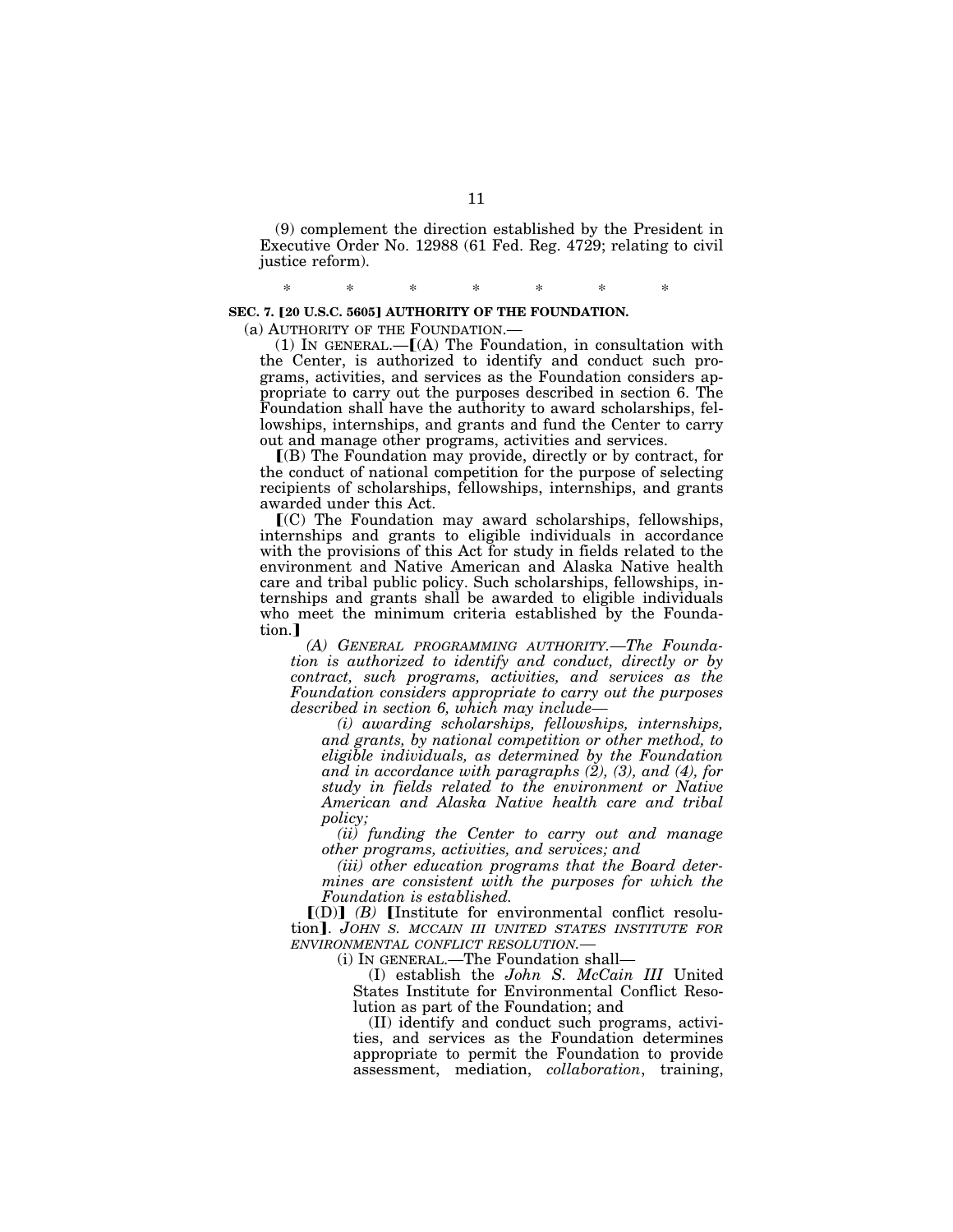(9) complement the direction established by the President in Executive Order No. 12988 (61 Fed. Reg. 4729; relating to civil justice reform).

\* \* \* \* \* \* \*

**SEC. 7. ⟦20 U.S.C. 5605⟧ AUTHORITY OF THE FOUNDATION.**

(a) AUTHORITY OF THE FOUNDATION.—

(1) IN GENERAL.—⟦(A) The Foundation, in consultation with the Center, is authorized to identify and conduct such programs, activities, and services as the Foundation considers appropriate to carry out the purposes described in section 6. The Foundation shall have the authority to award scholarships, fellowships, internships, and grants and fund the Center to carry out and manage other programs, activities and services.

⟦(B) The Foundation may provide, directly or by contract, for the conduct of national competition for the purpose of selecting recipients of scholarships, fellowships, internships, and grants awarded under this Act.

⟦(C) The Foundation may award scholarships, fellowships, internships and grants to eligible individuals in accordance with the provisions of this Act for study in fields related to the environment and Native American and Alaska Native health care and tribal public policy. Such scholarships, fellowships, internships and grants shall be awarded to eligible individuals who meet the minimum criteria established by the Foundation.⟧

*(A) GENERAL PROGRAMMING AUTHORITY.—The Foundation is authorized to identify and conduct, directly or by contract, such programs, activities, and services as the Foundation considers appropriate to carry out the purposes described in section 6, which may include—*

*(i) awarding scholarships, fellowships, internships, and grants, by national competition or other method, to eligible individuals, as determined by the Foundation and in accordance with paragraphs (2), (3), and (4), for study in fields related to the environment or Native American and Alaska Native health care and tribal policy;*

*(ii) funding the Center to carry out and manage other programs, activities, and services; and*

*(iii) other education programs that the Board determines are consistent with the purposes for which the Foundation is established.*

⟦(D)⟧ *(B)* ⟦Institute for environmental conflict resolution⟧. *JOHN S. MCCAIN III UNITED STATES INSTITUTE FOR ENVIRONMENTAL CONFLICT RESOLUTION.—*

(i) IN GENERAL.—The Foundation shall—

(I) establish the *John S. McCain III* United States Institute for Environmental Conflict Resolution as part of the Foundation; and

(II) identify and conduct such programs, activities, and services as the Foundation determines appropriate to permit the Foundation to provide assessment, mediation, *collaboration*, training,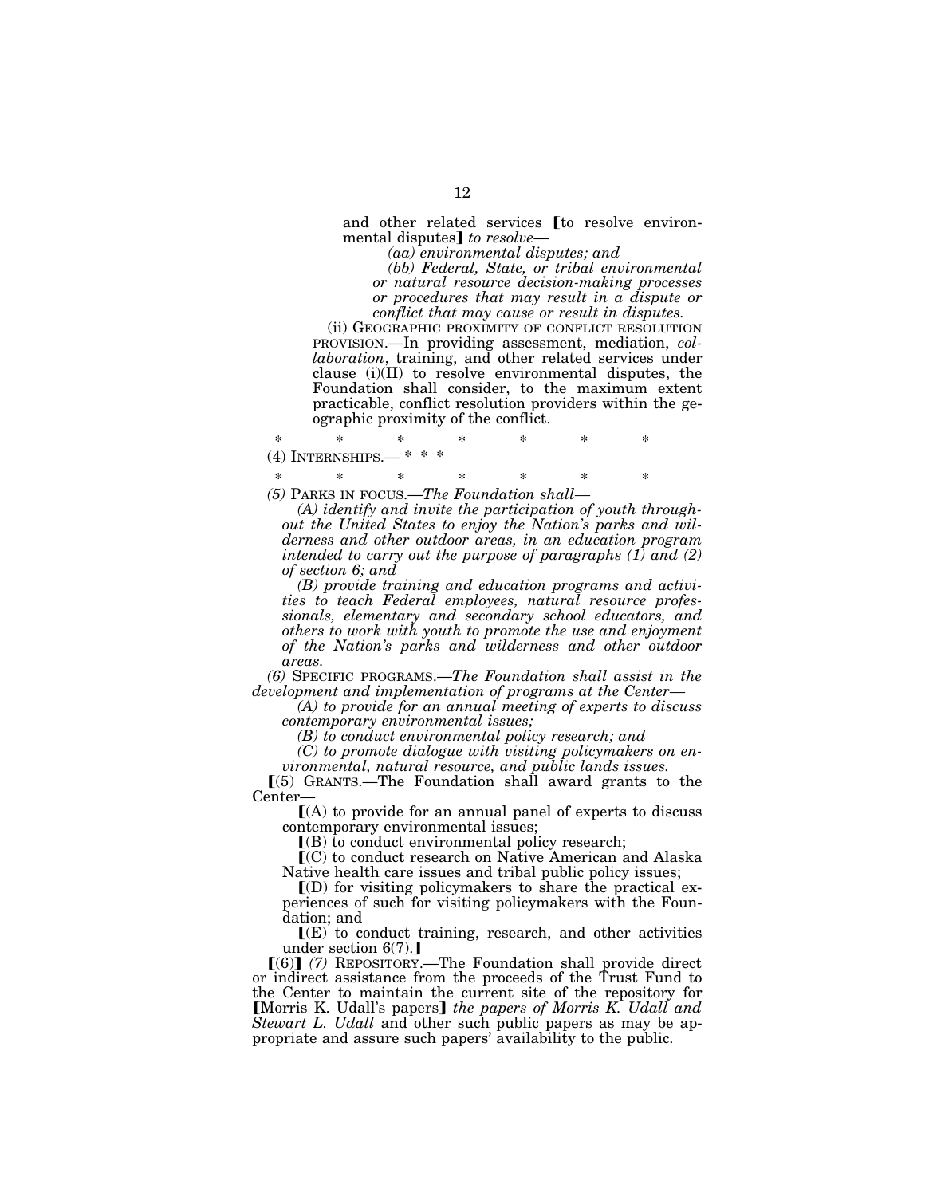and other related services ⟦to resolve environmental disputes⟧ *to resolve—*

*(aa) environmental disputes; and*

*(bb) Federal, State, or tribal environmental or natural resource decision-making processes or procedures that may result in a dispute or conflict that may cause or result in disputes.*

(ii) GEOGRAPHIC PROXIMITY OF CONFLICT RESOLUTION PROVISION.—In providing assessment, mediation, *collaboration*, training, and other related services under clause (i)(II) to resolve environmental disputes, the Foundation shall consider, to the maximum extent practicable, conflict resolution providers within the geographic proximity of the conflict.

\* \* \* \* \* \* \*

(4) INTERNSHIPS.— \* \* \*

\* \* \* \* \* \* \*

*(5)* PARKS IN FOCUS.—*The Foundation shall—*

*(A) identify and invite the participation of youth throughout the United States to enjoy the Nation's parks and wilderness and other outdoor areas, in an education program intended to carry out the purpose of paragraphs (1) and (2) of section 6; and*

*(B) provide training and education programs and activities to teach Federal employees, natural resource professionals, elementary and secondary school educators, and others to work with youth to promote the use and enjoyment of the Nation's parks and wilderness and other outdoor areas.*

*(6)* SPECIFIC PROGRAMS.—*The Foundation shall assist in the development and implementation of programs at the Center—*

*(A) to provide for an annual meeting of experts to discuss contemporary environmental issues;*

*(B) to conduct environmental policy research; and*

*(C) to promote dialogue with visiting policymakers on environmental, natural resource, and public lands issues.*

⟦(5) GRANTS.—The Foundation shall award grants to the Center—

⟦(A) to provide for an annual panel of experts to discuss contemporary environmental issues;

⟦(B) to conduct environmental policy research;

⟦(C) to conduct research on Native American and Alaska Native health care issues and tribal public policy issues;

⟦(D) for visiting policymakers to share the practical experiences of such for visiting policymakers with the Foundation; and

⟦(E) to conduct training, research, and other activities under section 6(7).⟧

⟦(6)⟧ *(7)* REPOSITORY.—The Foundation shall provide direct or indirect assistance from the proceeds of the Trust Fund to the Center to maintain the current site of the repository for ⟦Morris K. Udall's papers⟧ *the papers of Morris K. Udall and Stewart L. Udall* and other such public papers as may be appropriate and assure such papers' availability to the public.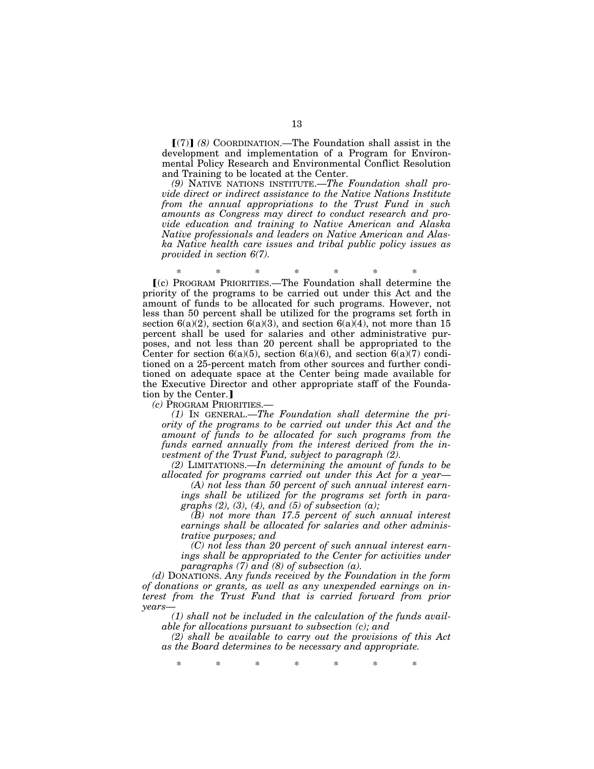⟦(7)⟧ *(8)* COORDINATION.—The Foundation shall assist in the development and implementation of a Program for Environmental Policy Research and Environmental Conflict Resolution and Training to be located at the Center.

*(9)* NATIVE NATIONS INSTITUTE.—*The Foundation shall provide direct or indirect assistance to the Native Nations Institute from the annual appropriations to the Trust Fund in such amounts as Congress may direct to conduct research and provide education and training to Native American and Alaska Native professionals and leaders on Native American and Alaska Native health care issues and tribal public policy issues as provided in section 6(7).*

\* \* \* \* \* \* \*

⟦(c) PROGRAM PRIORITIES.—The Foundation shall determine the priority of the programs to be carried out under this Act and the amount of funds to be allocated for such programs. However, not less than 50 percent shall be utilized for the programs set forth in section 6(a)(2), section 6(a)(3), and section 6(a)(4), not more than 15 percent shall be used for salaries and other administrative purposes, and not less than 20 percent shall be appropriated to the Center for section 6(a)(5), section 6(a)(6), and section 6(a)(7) conditioned on a 25-percent match from other sources and further conditioned on adequate space at the Center being made available for the Executive Director and other appropriate staff of the Foundation by the Center.⟧

*(c)* PROGRAM PRIORITIES.—

*(1)* IN GENERAL.—*The Foundation shall determine the priority of the programs to be carried out under this Act and the amount of funds to be allocated for such programs from the funds earned annually from the interest derived from the investment of the Trust Fund, subject to paragraph (2).*

*(2)* LIMITATIONS.—*In determining the amount of funds to be allocated for programs carried out under this Act for a year—*

*(A) not less than 50 percent of such annual interest earnings shall be utilized for the programs set forth in paragraphs (2), (3), (4), and (5) of subsection (a);*

*(B) not more than 17.5 percent of such annual interest earnings shall be allocated for salaries and other administrative purposes; and*

*(C) not less than 20 percent of such annual interest earnings shall be appropriated to the Center for activities under paragraphs (7) and (8) of subsection (a).*

*(d)* DONATIONS. *Any funds received by the Foundation in the form of donations or grants, as well as any unexpended earnings on interest from the Trust Fund that is carried forward from prior years—*

*(1) shall not be included in the calculation of the funds available for allocations pursuant to subsection (c); and*

*(2) shall be available to carry out the provisions of this Act as the Board determines to be necessary and appropriate.*

\* \* \* \* \* \* \*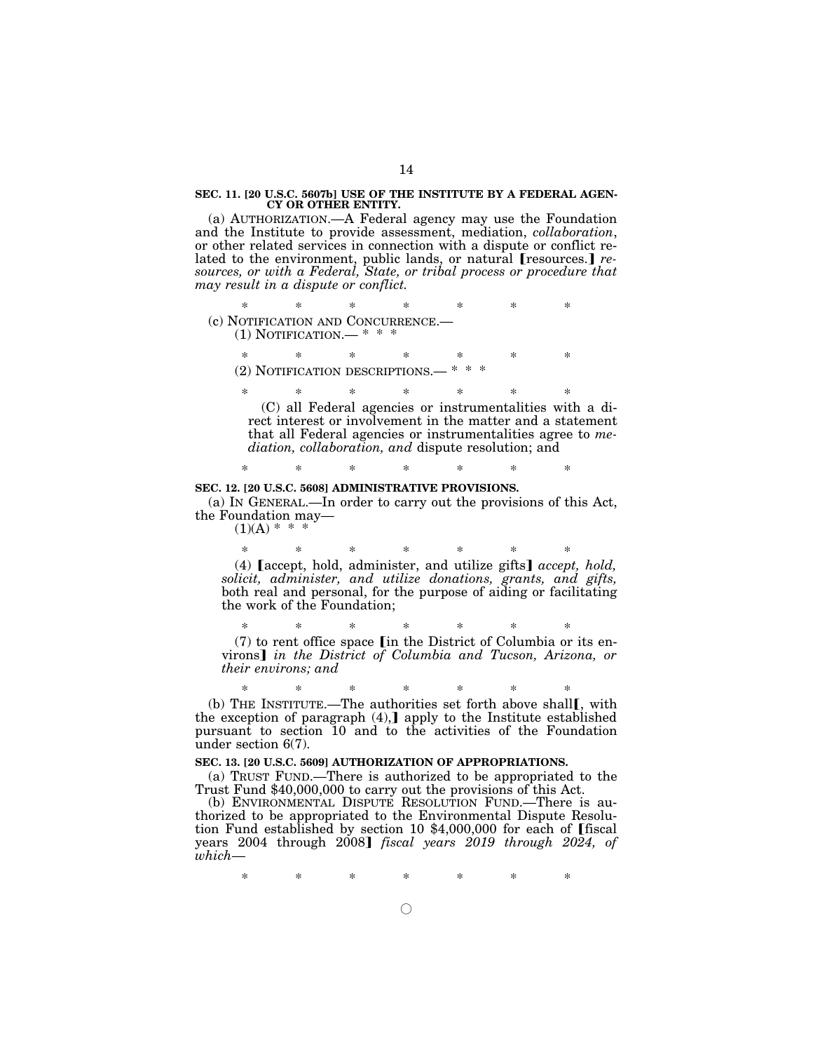**SEC. 11. [20 U.S.C. 5607b] USE OF THE INSTITUTE BY A FEDERAL AGENCY OR OTHER ENTITY.**

(a) AUTHORIZATION.—A Federal agency may use the Foundation and the Institute to provide assessment, mediation, *collaboration*, or other related services in connection with a dispute or conflict related to the environment, public lands, or natural 【resources.】 *resources, or with a Federal, State, or tribal process or procedure that may result in a dispute or conflict.*

\* \* \* \* \* \* \*

(c) NOTIFICATION AND CONCURRENCE.—

(1) NOTIFICATION.— \* \* \*

\* \* \* \* \* \* \*

(2) NOTIFICATION DESCRIPTIONS.— \* \* \*

\* \* \* \* \* \* \*

(C) all Federal agencies or instrumentalities with a direct interest or involvement in the matter and a statement that all Federal agencies or instrumentalities agree to *mediation, collaboration, and* dispute resolution; and

\* \* \* \* \* \* \*

**SEC. 12. [20 U.S.C. 5608] ADMINISTRATIVE PROVISIONS.**

(a) IN GENERAL.—In order to carry out the provisions of this Act, the Foundation may—

(1)(A) \* \* \*

\* \* \* \* \* \* \*

(4) 【accept, hold, administer, and utilize gifts】 *accept, hold, solicit, administer, and utilize donations, grants, and gifts,* both real and personal, for the purpose of aiding or facilitating the work of the Foundation;

\* \* \* \* \* \* \*

(7) to rent office space 【in the District of Columbia or its environs】 *in the District of Columbia and Tucson, Arizona, or their environs; and*

\* \* \* \* \* \* \*

(b) THE INSTITUTE.—The authorities set forth above shall【, with the exception of paragraph (4),】 apply to the Institute established pursuant to section 10 and to the activities of the Foundation under section 6(7).

**SEC. 13. [20 U.S.C. 5609] AUTHORIZATION OF APPROPRIATIONS.**

(a) TRUST FUND.—There is authorized to be appropriated to the Trust Fund $40,000,000 to carry out the provisions of this Act.

(b) ENVIRONMENTAL DISPUTE RESOLUTION FUND.—There is authorized to be appropriated to the Environmental Dispute Resolution Fund established by section 10 $4,000,000 for each of 【fiscal years 2004 through 2008】 *fiscal years 2019 through 2024, of which—*

\* \* \* \* \* \* \*